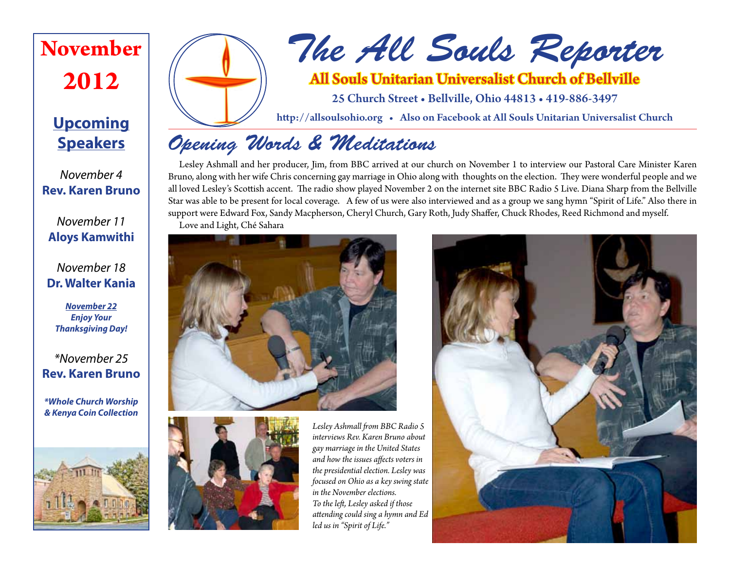# The All Souls Reporter

**All Souls Unitarian Universalist Church of Bellville**

25 Church Street • Bellville, Ohio 44813 • 419-886-3497

http://allsoulsohio.org • Also on Facebook at All Souls Unitarian Universalist Church

## November 2012

### Upcoming Speakers

*November 4*
**Rev. Karen Bruno**

*November 11*
**Aloys Kamwithi**

*November 18*
**Dr. Walter Kania**

***November 22***
***Enjoy Your Thanksgiving Day!***

*\*November 25*
**Rev. Karen Bruno**

***\*Whole Church Worship & Kenya Coin Collection***

## Opening Words & Meditations

Lesley Ashmall and her producer, Jim, from BBC arrived at our church on November 1 to interview our Pastoral Care Minister Karen Bruno, along with her wife Chris concerning gay marriage in Ohio along with thoughts on the election. They were wonderful people and we all loved Lesley's Scottish accent. The radio show played November 2 on the internet site BBC Radio 5 Live. Diana Sharp from the Bellville Star was able to be present for local coverage. A few of us were also interviewed and as a group we sang hymn "Spirit of Life." Also there in support were Edward Fox, Sandy Macpherson, Cheryl Church, Gary Roth, Judy Shaffer, Chuck Rhodes, Reed Richmond and myself.

Love and Light, Ché Sahara

*Lesley Ashmall from BBC Radio 5 interviews Rev. Karen Bruno about gay marriage in the United States and how the issues affects voters in the presidential election. Lesley was focused on Ohio as a key swing state in the November elections.*
*To the left, Lesley asked if those attending could sing a hymn and Ed led us in "Spirit of Life."*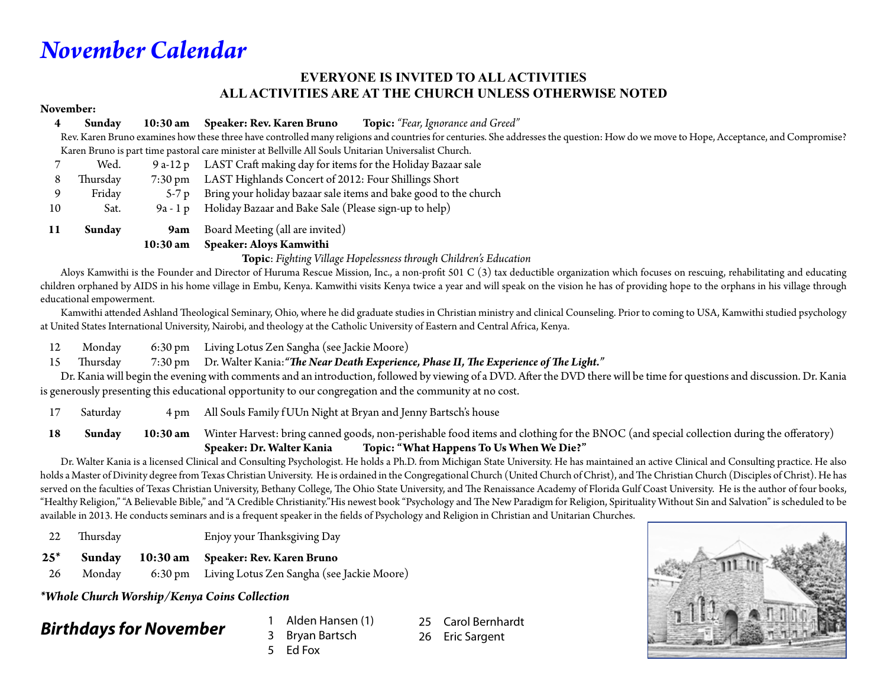# *November Calendar*

**EVERYONE IS INVITED TO ALL ACTIVITIES**
**ALL ACTIVITIES ARE AT THE CHURCH UNLESS OTHERWISE NOTED**

**November:**

**4 Sunday 10:30 am Speaker: Rev. Karen Bruno Topic:** *"Fear, Ignorance and Greed"*

Rev. Karen Bruno examines how these three have controlled many religions and countries for centuries. She addresses the question: How do we move to Hope, Acceptance, and Compromise? Karen Bruno is part time pastoral care minister at Bellville All Souls Unitarian Universalist Church.

7 Wed. 9 a-12 p LAST Craft making day for items for the Holiday Bazaar sale

8 Thursday 7:30 pm LAST Highlands Concert of 2012: Four Shillings Short

9 Friday 5-7 p Bring your holiday bazaar sale items and bake good to the church

10 Sat. 9a - 1 p Holiday Bazaar and Bake Sale (Please sign-up to help)

**11 Sunday 9am** Board Meeting (all are invited)

**10:30 am Speaker: Aloys Kamwithi**

**Topic**: *Fighting Village Hopelessness through Children's Education*

Aloys Kamwithi is the Founder and Director of Huruma Rescue Mission, Inc., a non-profit 501 C (3) tax deductible organization which focuses on rescuing, rehabilitating and educating children orphaned by AIDS in his home village in Embu, Kenya. Kamwithi visits Kenya twice a year and will speak on the vision he has of providing hope to the orphans in his village through educational empowerment.

Kamwithi attended Ashland Theological Seminary, Ohio, where he did graduate studies in Christian ministry and clinical Counseling. Prior to coming to USA, Kamwithi studied psychology at United States International University, Nairobi, and theology at the Catholic University of Eastern and Central Africa, Kenya.

12 Monday 6:30 pm Living Lotus Zen Sangha (see Jackie Moore)

15 Thursday 7:30 pm Dr. Walter Kania: ***"The Near Death Experience, Phase II, The Experience of The Light."***

Dr. Kania will begin the evening with comments and an introduction, followed by viewing of a DVD. After the DVD there will be time for questions and discussion. Dr. Kania is generously presenting this educational opportunity to our congregation and the community at no cost.

17 Saturday 4 pm All Souls Family fUUn Night at Bryan and Jenny Bartsch's house

**18 Sunday 10:30 am** Winter Harvest: bring canned goods, non-perishable food items and clothing for the BNOC (and special collection during the offeratory)

**Speaker: Dr. Walter Kania Topic: "What Happens To Us When We Die?"**

Dr. Walter Kania is a licensed Clinical and Consulting Psychologist. He holds a Ph.D. from Michigan State University. He has maintained an active Clinical and Consulting practice. He also holds a Master of Divinity degree from Texas Christian University. He is ordained in the Congregational Church (United Church of Christ), and The Christian Church (Disciples of Christ). He has served on the faculties of Texas Christian University, Bethany College, The Ohio State University, and The Renaissance Academy of Florida Gulf Coast University. He is the author of four books, "Healthy Religion," "A Believable Bible," and "A Credible Christianity." His newest book "Psychology and The New Paradigm for Religion, Spirituality Without Sin and Salvation" is scheduled to be available in 2013. He conducts seminars and is a frequent speaker in the fields of Psychology and Religion in Christian and Unitarian Churches.

22 Thursday Enjoy your Thanksgiving Day

**25* Sunday 10:30 am Speaker: Rev. Karen Bruno**

26 Monday 6:30 pm Living Lotus Zen Sangha (see Jackie Moore)

***Whole Church Worship/Kenya Coins Collection**

## *Birthdays for November*

1 Alden Hansen (1)
3 Bryan Bartsch
5 Ed Fox
25 Carol Bernhardt
26 Eric Sargent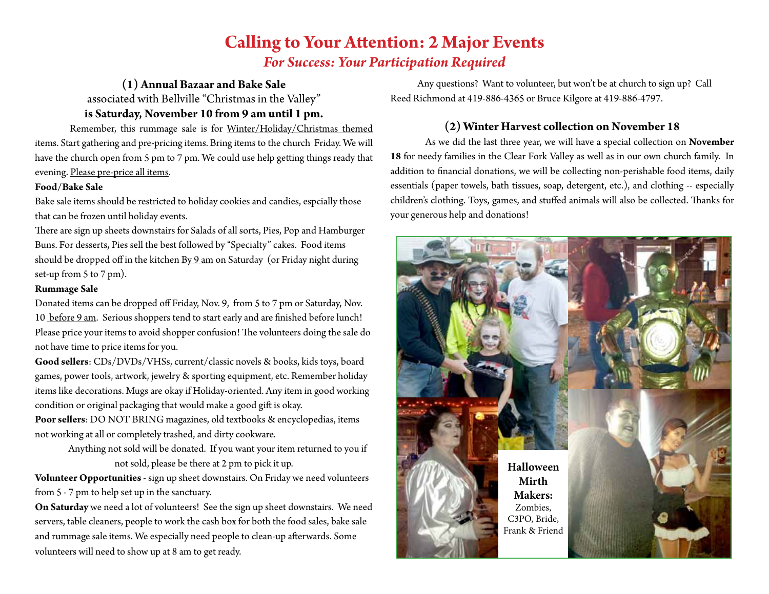# Calling to Your Attention: 2 Major Events

*For Success: Your Participation Required*

## (1) Annual Bazaar and Bake Sale

associated with Bellville "Christmas in the Valley"

**is Saturday, November 10 from 9 am until 1 pm.**

Remember, this rummage sale is for Winter/Holiday/Christmas themed items. Start gathering and pre-pricing items. Bring items to the church Friday. We will have the church open from 5 pm to 7 pm. We could use help getting things ready that evening. Please pre-price all items.

**Food/Bake Sale**

Bake sale items should be restricted to holiday cookies and candies, espcially those that can be frozen until holiday events.

There are sign up sheets downstairs for Salads of all sorts, Pies, Pop and Hamburger Buns. For desserts, Pies sell the best followed by "Specialty" cakes. Food items should be dropped off in the kitchen By 9 am on Saturday (or Friday night during set-up from 5 to 7 pm).

**Rummage Sale**

Donated items can be dropped off Friday, Nov. 9, from 5 to 7 pm or Saturday, Nov. 10 before 9 am. Serious shoppers tend to start early and are finished before lunch! Please price your items to avoid shopper confusion! The volunteers doing the sale do not have time to price items for you.

**Good sellers**: CDs/DVDs/VHSs, current/classic novels & books, kids toys, board games, power tools, artwork, jewelry & sporting equipment, etc. Remember holiday items like decorations. Mugs are okay if Holiday-oriented. Any item in good working condition or original packaging that would make a good gift is okay.

**Poor sellers**: DO NOT BRING magazines, old textbooks & encyclopedias, items not working at all or completely trashed, and dirty cookware.

Anything not sold will be donated. If you want your item returned to you if not sold, please be there at 2 pm to pick it up.

**Volunteer Opportunities** - sign up sheet downstairs. On Friday we need volunteers from 5 - 7 pm to help set up in the sanctuary.

**On Saturday** we need a lot of volunteers! See the sign up sheet downstairs. We need servers, table cleaners, people to work the cash box for both the food sales, bake sale and rummage sale items. We especially need people to clean-up afterwards. Some volunteers will need to show up at 8 am to get ready.

Any questions? Want to volunteer, but won't be at church to sign up? Call Reed Richmond at 419-886-4365 or Bruce Kilgore at 419-886-4797.

## (2) Winter Harvest collection on November 18

As we did the last three year, we will have a special collection on **November 18** for needy families in the Clear Fork Valley as well as in our own church family. In addition to financial donations, we will be collecting non-perishable food items, daily essentials (paper towels, bath tissues, soap, detergent, etc.), and clothing -- especially children's clothing. Toys, games, and stuffed animals will also be collected. Thanks for your generous help and donations!

**Halloween Mirth Makers:** Zombies, C3PO, Bride, Frank & Friend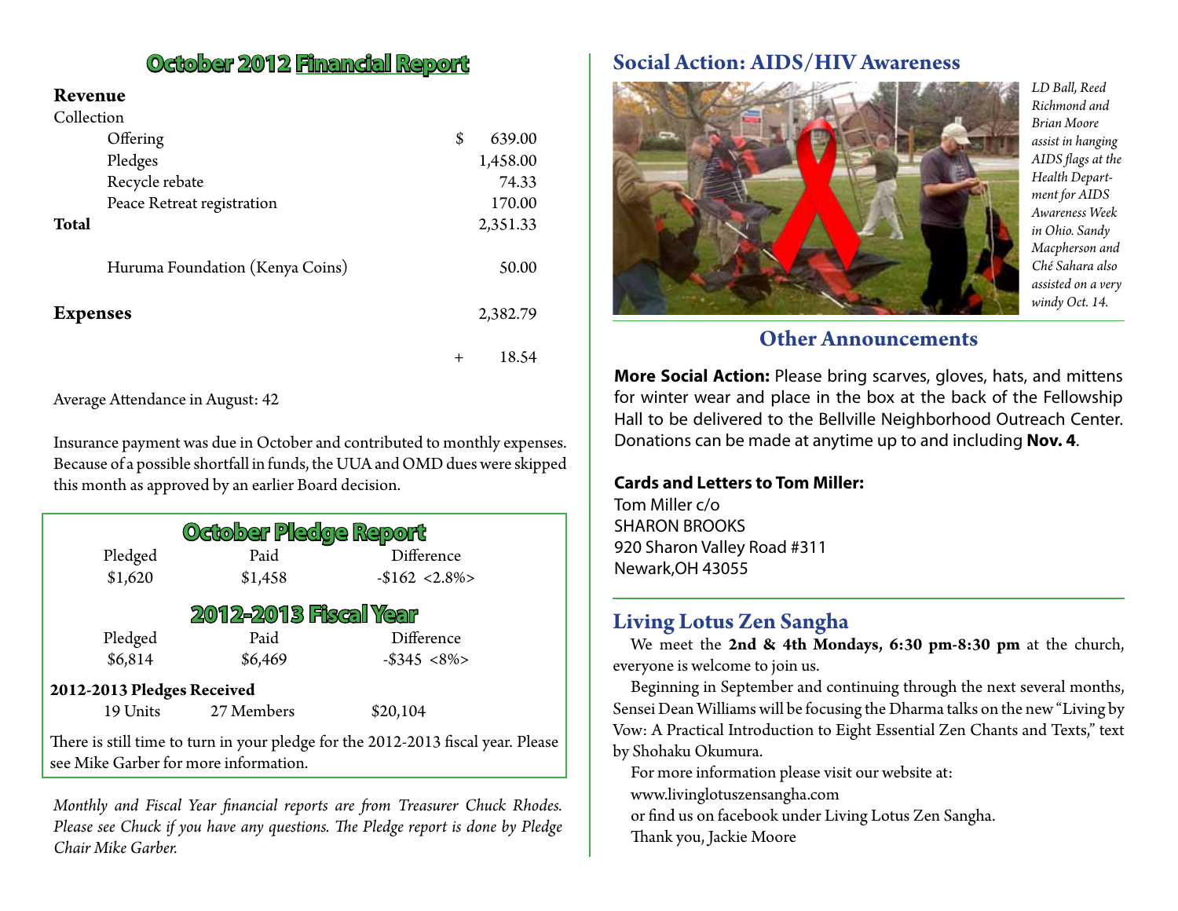## October 2012 Financial Report

**Revenue**

| Collection | |
|---|---|
| Offering | $ 639.00 |
| Pledges | 1,458.00 |
| Recycle rebate | 74.33 |
| Peace Retreat registration | 170.00 |
| **Total** | 2,351.33 |
| Huruma Foundation (Kenya Coins) | 50.00 |
| **Expenses** | 2,382.79 |
| | + 18.54 |

Average Attendance in August: 42

Insurance payment was due in October and contributed to monthly expenses. Because of a possible shortfall in funds, the UUA and OMD dues were skipped this month as approved by an earlier Board decision.

### October Pledge Report

| Pledged | Paid | Difference |
|---|---|---|
| $1,620 | $1,458 | -$162 <2.8%> |

### 2012-2013 Fiscal Year

| Pledged | Paid | Difference |
|---|---|---|
| $6,814 | $6,469 | -$345 <8%> |

**2012-2013 Pledges Received**

| 19 Units | 27 Members | $20,104 |
|---|---|---|

There is still time to turn in your pledge for the 2012-2013 fiscal year. Please see Mike Garber for more information.

*Monthly and Fiscal Year financial reports are from Treasurer Chuck Rhodes. Please see Chuck if you have any questions. The Pledge report is done by Pledge Chair Mike Garber.*

## Social Action: AIDS/HIV Awareness

*LD Ball, Reed Richmond and Brian Moore assist in hanging AIDS flags at the Health Department for AIDS Awareness Week in Ohio. Sandy Macpherson and Ché Sahara also assisted on a very windy Oct. 14.*

## Other Announcements

**More Social Action:** Please bring scarves, gloves, hats, and mittens for winter wear and place in the box at the back of the Fellowship Hall to be delivered to the Bellville Neighborhood Outreach Center. Donations can be made at anytime up to and including **Nov. 4**.

**Cards and Letters to Tom Miller:**

Tom Miller c/o
SHARON BROOKS
920 Sharon Valley Road #311
Newark,OH 43055

## Living Lotus Zen Sangha

We meet the **2nd & 4th Mondays, 6:30 pm-8:30 pm** at the church, everyone is welcome to join us.

Beginning in September and continuing through the next several months, Sensei Dean Williams will be focusing the Dharma talks on the new "Living by Vow: A Practical Introduction to Eight Essential Zen Chants and Texts," text by Shohaku Okumura.

For more information please visit our website at:
www.livinglotuszensangha.com
or find us on facebook under Living Lotus Zen Sangha.
Thank you, Jackie Moore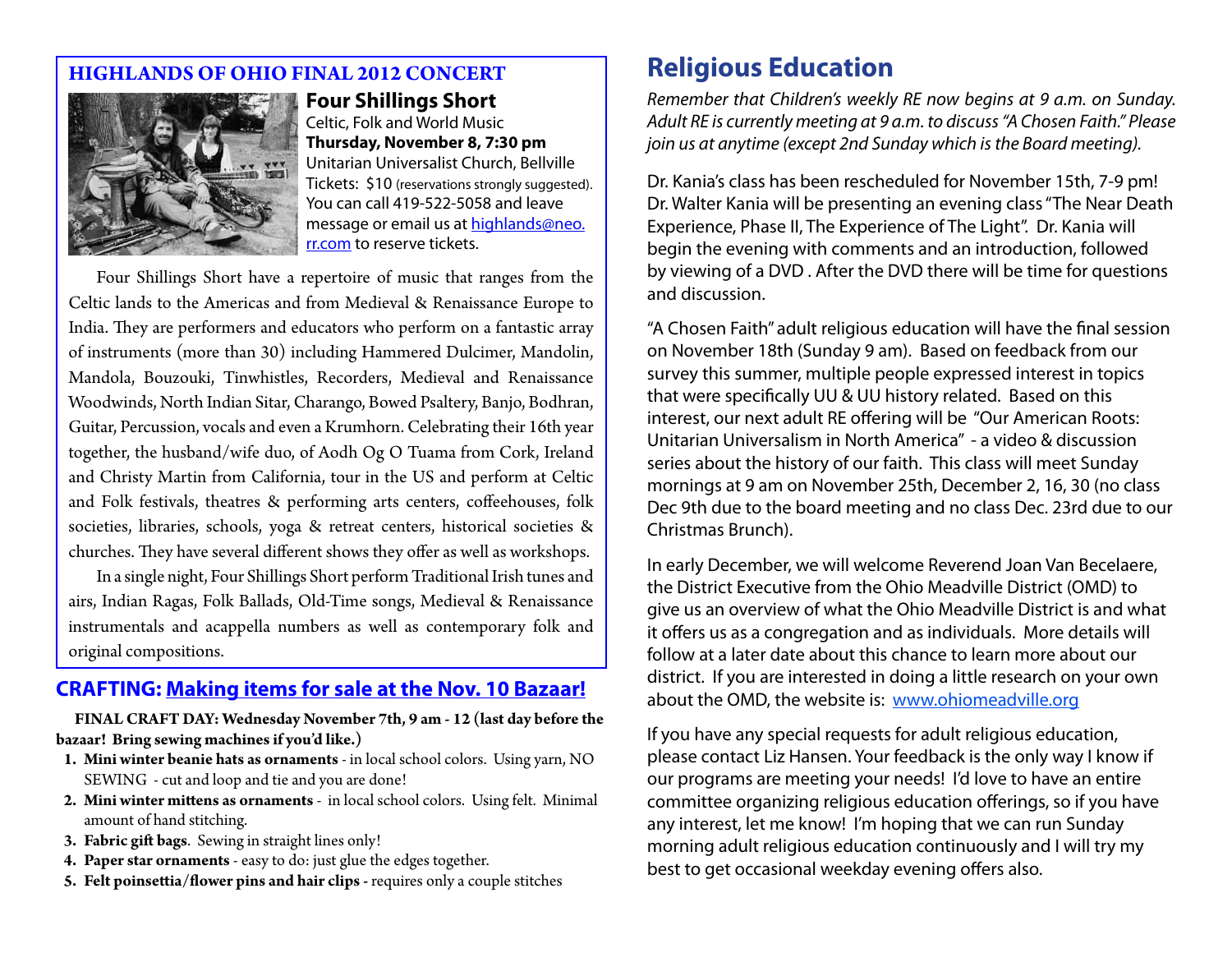## HIGHLANDS OF OHIO FINAL 2012 CONCERT

### Four Shillings Short

Celtic, Folk and World Music

**Thursday, November 8, 7:30 pm**

Unitarian Universalist Church, Bellville

Tickets: $10 (reservations strongly suggested). You can call 419-522-5058 and leave message or email us at highlands@neo.rr.com to reserve tickets.

Four Shillings Short have a repertoire of music that ranges from the Celtic lands to the Americas and from Medieval & Renaissance Europe to India. They are performers and educators who perform on a fantastic array of instruments (more than 30) including Hammered Dulcimer, Mandolin, Mandola, Bouzouki, Tinwhistles, Recorders, Medieval and Renaissance Woodwinds, North Indian Sitar, Charango, Bowed Psaltery, Banjo, Bodhran, Guitar, Percussion, vocals and even a Krumhorn. Celebrating their 16th year together, the husband/wife duo, of Aodh Og O Tuama from Cork, Ireland and Christy Martin from California, tour in the US and perform at Celtic and Folk festivals, theatres & performing arts centers, coffeehouses, folk societies, libraries, schools, yoga & retreat centers, historical societies & churches. They have several different shows they offer as well as workshops.

In a single night, Four Shillings Short perform Traditional Irish tunes and airs, Indian Ragas, Folk Ballads, Old-Time songs, Medieval & Renaissance instrumentals and acappella numbers as well as contemporary folk and original compositions.

## CRAFTING: Making items for sale at the Nov. 10 Bazaar!

**FINAL CRAFT DAY: Wednesday November 7th, 9 am - 12 (last day before the bazaar! Bring sewing machines if you'd like.)**

1. **Mini winter beanie hats as ornaments** - in local school colors. Using yarn, NO SEWING - cut and loop and tie and you are done!
2. **Mini winter mittens as ornaments** - in local school colors. Using felt. Minimal amount of hand stitching.
3. **Fabric gift bags**. Sewing in straight lines only!
4. **Paper star ornaments** - easy to do: just glue the edges together.
5. **Felt poinsettia/flower pins and hair clips -** requires only a couple stitches

# Religious Education

*Remember that Children's weekly RE now begins at 9 a.m. on Sunday. Adult RE is currently meeting at 9 a.m. to discuss "A Chosen Faith." Please join us at anytime (except 2nd Sunday which is the Board meeting).*

Dr. Kania's class has been rescheduled for November 15th, 7-9 pm! Dr. Walter Kania will be presenting an evening class "The Near Death Experience, Phase II, The Experience of The Light". Dr. Kania will begin the evening with comments and an introduction, followed by viewing of a DVD . After the DVD there will be time for questions and discussion.

"A Chosen Faith" adult religious education will have the final session on November 18th (Sunday 9 am). Based on feedback from our survey this summer, multiple people expressed interest in topics that were specifically UU & UU history related. Based on this interest, our next adult RE offering will be "Our American Roots: Unitarian Universalism in North America" - a video & discussion series about the history of our faith. This class will meet Sunday mornings at 9 am on November 25th, December 2, 16, 30 (no class Dec 9th due to the board meeting and no class Dec. 23rd due to our Christmas Brunch).

In early December, we will welcome Reverend Joan Van Becelaere, the District Executive from the Ohio Meadville District (OMD) to give us an overview of what the Ohio Meadville District is and what it offers us as a congregation and as individuals. More details will follow at a later date about this chance to learn more about our district. If you are interested in doing a little research on your own about the OMD, the website is: www.ohiomeadville.org

If you have any special requests for adult religious education, please contact Liz Hansen. Your feedback is the only way I know if our programs are meeting your needs! I'd love to have an entire committee organizing religious education offerings, so if you have any interest, let me know! I'm hoping that we can run Sunday morning adult religious education continuously and I will try my best to get occasional weekday evening offers also.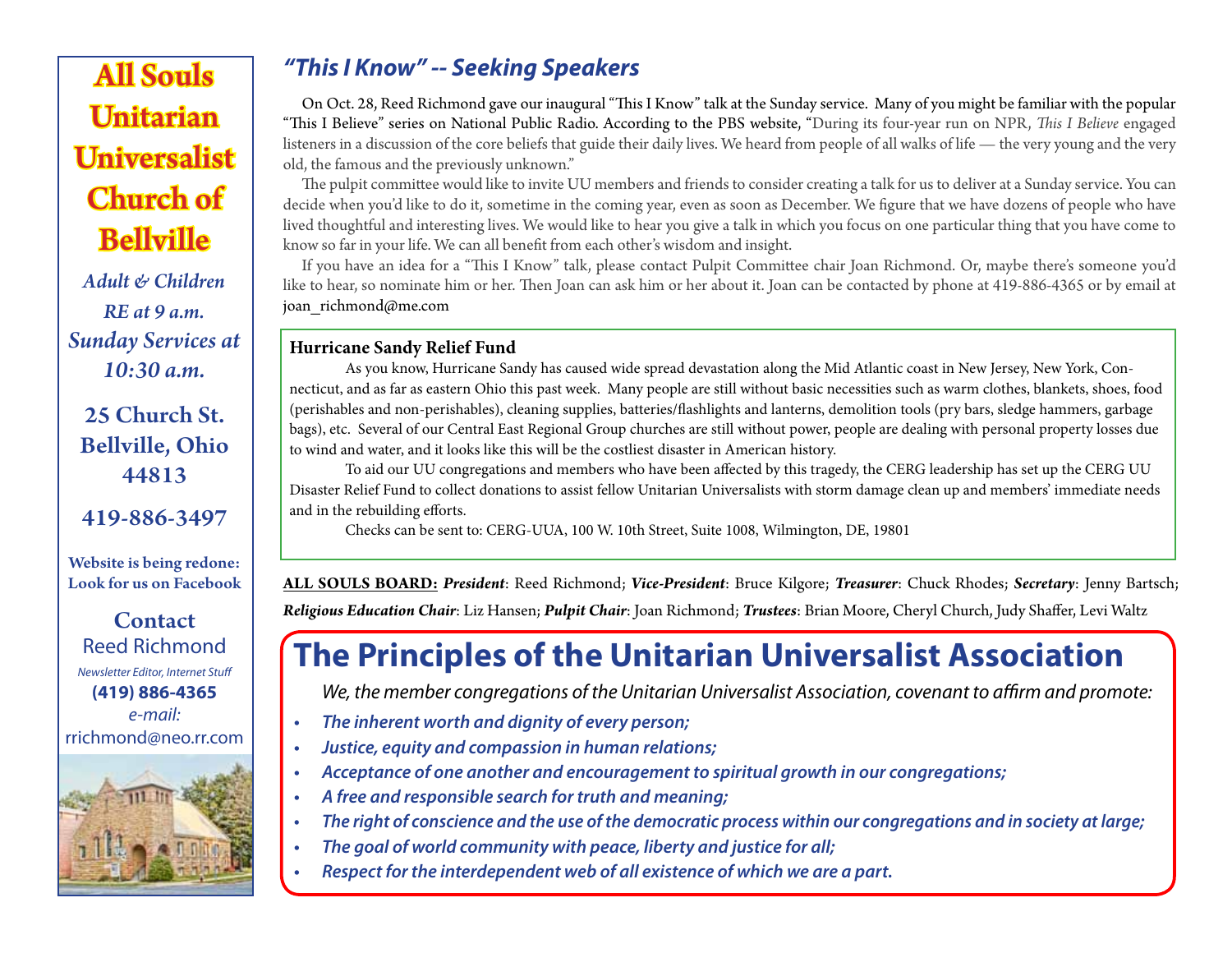# All Souls Unitarian Universalist Church of Bellville

*Adult & Children RE at 9 a.m.*
*Sunday Services at 10:30 a.m.*

25 Church St.
Bellville, Ohio 44813

419-886-3497

**Website is being redone: Look for us on Facebook**

**Contact**
Reed Richmond
*Newsletter Editor, Internet Stuff*
**(419) 886-4365**
*e-mail:*
rrichmond@neo.rr.com

## *"This I Know" -- Seeking Speakers*

On Oct. 28, Reed Richmond gave our inaugural "This I Know" talk at the Sunday service. Many of you might be familiar with the popular "This I Believe" series on National Public Radio. According to the PBS website, "During its four-year run on NPR, *This I Believe* engaged listeners in a discussion of the core beliefs that guide their daily lives. We heard from people of all walks of life — the very young and the very old, the famous and the previously unknown."

The pulpit committee would like to invite UU members and friends to consider creating a talk for us to deliver at a Sunday service. You can decide when you'd like to do it, sometime in the coming year, even as soon as December. We figure that we have dozens of people who have lived thoughtful and interesting lives. We would like to hear you give a talk in which you focus on one particular thing that you have come to know so far in your life. We can all benefit from each other's wisdom and insight.

If you have an idea for a "This I Know" talk, please contact Pulpit Committee chair Joan Richmond. Or, maybe there's someone you'd like to hear, so nominate him or her. Then Joan can ask him or her about it. Joan can be contacted by phone at 419-886-4365 or by email at joan_richmond@me.com

### Hurricane Sandy Relief Fund

As you know, Hurricane Sandy has caused wide spread devastation along the Mid Atlantic coast in New Jersey, New York, Connecticut, and as far as eastern Ohio this past week. Many people are still without basic necessities such as warm clothes, blankets, shoes, food (perishables and non-perishables), cleaning supplies, batteries/flashlights and lanterns, demolition tools (pry bars, sledge hammers, garbage bags), etc. Several of our Central East Regional Group churches are still without power, people are dealing with personal property losses due to wind and water, and it looks like this will be the costliest disaster in American history.

To aid our UU congregations and members who have been affected by this tragedy, the CERG leadership has set up the CERG UU Disaster Relief Fund to collect donations to assist fellow Unitarian Universalists with storm damage clean up and members' immediate needs and in the rebuilding efforts.

Checks can be sent to: CERG-UUA, 100 W. 10th Street, Suite 1008, Wilmington, DE, 19801

**ALL SOULS BOARD:** ***President***: Reed Richmond; ***Vice-President***: Bruce Kilgore; ***Treasurer***: Chuck Rhodes; ***Secretary***: Jenny Bartsch; ***Religious Education Chair***: Liz Hansen; ***Pulpit Chair***: Joan Richmond; ***Trustees***: Brian Moore, Cheryl Church, Judy Shaffer, Levi Waltz

## The Principles of the Unitarian Universalist Association

*We, the member congregations of the Unitarian Universalist Association, covenant to affirm and promote:*

- ***The inherent worth and dignity of every person;***
- ***Justice, equity and compassion in human relations;***
- ***Acceptance of one another and encouragement to spiritual growth in our congregations;***
- ***A free and responsible search for truth and meaning;***
- ***The right of conscience and the use of the democratic process within our congregations and in society at large;***
- ***The goal of world community with peace, liberty and justice for all;***
- ***Respect for the interdependent web of all existence of which we are a part.***